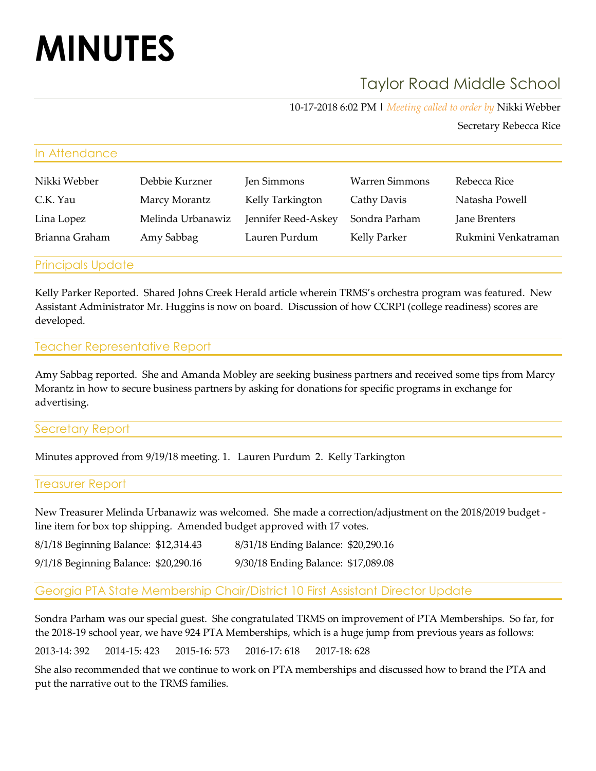# MINUTES

## Taylor Road Middle School

10-17-2018 6:02 PM | *Meeting called to order by* Nikki Webber

Secretary Rebecca Rice

### In Attendance

| | | | | |
|---|---|---|---|---|
| Nikki Webber | Debbie Kurzner | Jen Simmons | Warren Simmons | Rebecca Rice |
| C.K. Yau | Marcy Morantz | Kelly Tarkington | Cathy Davis | Natasha Powell |
| Lina Lopez | Melinda Urbanawiz | Jennifer Reed-Askey | Sondra Parham | Jane Brenters |
| Brianna Graham | Amy Sabbag | Lauren Purdum | Kelly Parker | Rukmini Venkatraman |

### Principals Update

Kelly Parker Reported. Shared Johns Creek Herald article wherein TRMS's orchestra program was featured. New Assistant Administrator Mr. Huggins is now on board. Discussion of how CCRPI (college readiness) scores are developed.

### Teacher Representative Report

Amy Sabbag reported. She and Amanda Mobley are seeking business partners and received some tips from Marcy Morantz in how to secure business partners by asking for donations for specific programs in exchange for advertising.

### Secretary Report

Minutes approved from 9/19/18 meeting. 1. Lauren Purdum 2. Kelly Tarkington

### Treasurer Report

New Treasurer Melinda Urbanawiz was welcomed. She made a correction/adjustment on the 2018/2019 budget - line item for box top shipping. Amended budget approved with 17 votes.

8/1/18 Beginning Balance: $12,314.43 &nbsp;&nbsp;&nbsp; 8/31/18 Ending Balance: $20,290.16

9/1/18 Beginning Balance: $20,290.16 &nbsp;&nbsp;&nbsp; 9/30/18 Ending Balance: $17,089.08

### Georgia PTA State Membership Chair/District 10 First Assistant Director Update

Sondra Parham was our special guest. She congratulated TRMS on improvement of PTA Memberships. So far, for the 2018-19 school year, we have 924 PTA Memberships, which is a huge jump from previous years as follows:

2013-14: 392 &nbsp;&nbsp; 2014-15: 423 &nbsp;&nbsp; 2015-16: 573 &nbsp;&nbsp; 2016-17: 618 &nbsp;&nbsp; 2017-18: 628

She also recommended that we continue to work on PTA memberships and discussed how to brand the PTA and put the narrative out to the TRMS families.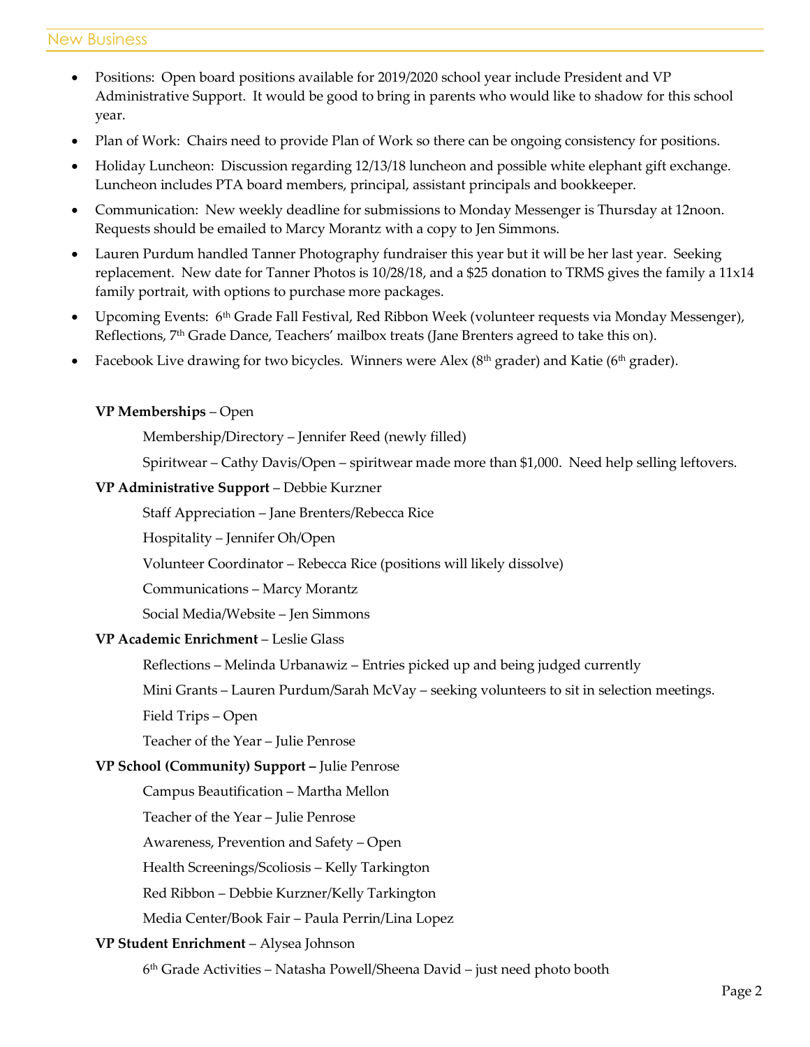## New Business

- Positions: Open board positions available for 2019/2020 school year include President and VP Administrative Support. It would be good to bring in parents who would like to shadow for this school year.
- Plan of Work: Chairs need to provide Plan of Work so there can be ongoing consistency for positions.
- Holiday Luncheon: Discussion regarding 12/13/18 luncheon and possible white elephant gift exchange. Luncheon includes PTA board members, principal, assistant principals and bookkeeper.
- Communication: New weekly deadline for submissions to Monday Messenger is Thursday at 12noon. Requests should be emailed to Marcy Morantz with a copy to Jen Simmons.
- Lauren Purdum handled Tanner Photography fundraiser this year but it will be her last year. Seeking replacement. New date for Tanner Photos is 10/28/18, and a $25 donation to TRMS gives the family a 11x14 family portrait, with options to purchase more packages.
- Upcoming Events: 6th Grade Fall Festival, Red Ribbon Week (volunteer requests via Monday Messenger), Reflections, 7th Grade Dance, Teachers' mailbox treats (Jane Brenters agreed to take this on).
- Facebook Live drawing for two bicycles. Winners were Alex (8th grader) and Katie (6th grader).

**VP Memberships** – Open

Membership/Directory – Jennifer Reed (newly filled)

Spiritwear – Cathy Davis/Open – spiritwear made more than $1,000. Need help selling leftovers.

**VP Administrative Support** – Debbie Kurzner

Staff Appreciation – Jane Brenters/Rebecca Rice

Hospitality – Jennifer Oh/Open

Volunteer Coordinator – Rebecca Rice (positions will likely dissolve)

Communications – Marcy Morantz

Social Media/Website – Jen Simmons

**VP Academic Enrichment** – Leslie Glass

Reflections – Melinda Urbanawiz – Entries picked up and being judged currently

Mini Grants – Lauren Purdum/Sarah McVay – seeking volunteers to sit in selection meetings.

Field Trips – Open

Teacher of the Year – Julie Penrose

**VP School (Community) Support –** Julie Penrose

Campus Beautification – Martha Mellon

Teacher of the Year – Julie Penrose

Awareness, Prevention and Safety – Open

Health Screenings/Scoliosis – Kelly Tarkington

Red Ribbon – Debbie Kurzner/Kelly Tarkington

Media Center/Book Fair – Paula Perrin/Lina Lopez

**VP Student Enrichment** – Alysea Johnson

6th Grade Activities – Natasha Powell/Sheena David – just need photo booth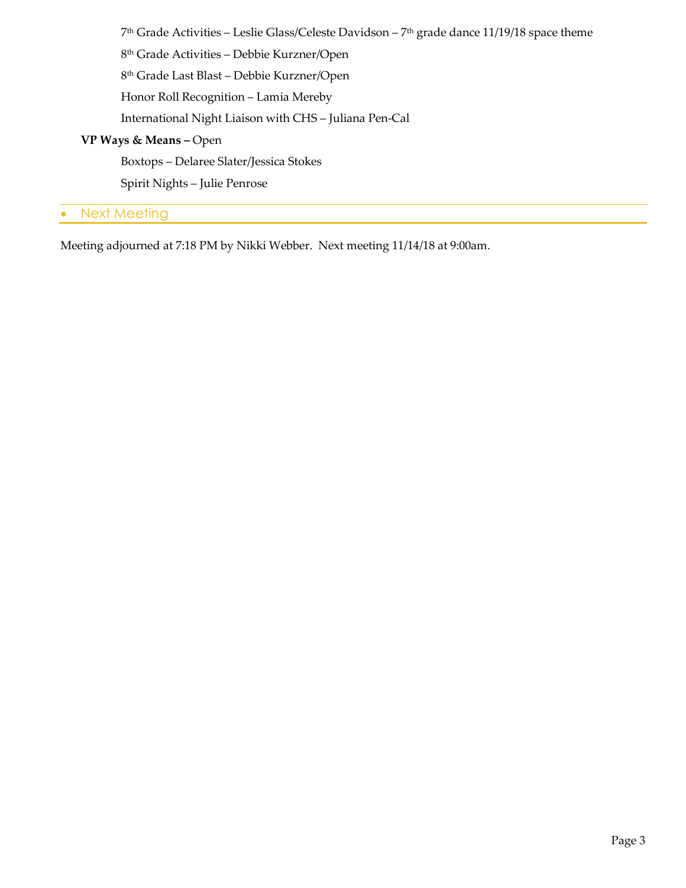7th Grade Activities – Leslie Glass/Celeste Davidson – 7th grade dance 11/19/18 space theme

8th Grade Activities – Debbie Kurzner/Open

8th Grade Last Blast – Debbie Kurzner/Open

Honor Roll Recognition – Lamia Mereby

International Night Liaison with CHS – Juliana Pen-Cal

**VP Ways & Means –** Open

Boxtops – Delaree Slater/Jessica Stokes

Spirit Nights – Julie Penrose

## • Next Meeting

Meeting adjourned at 7:18 PM by Nikki Webber. Next meeting 11/14/18 at 9:00am.